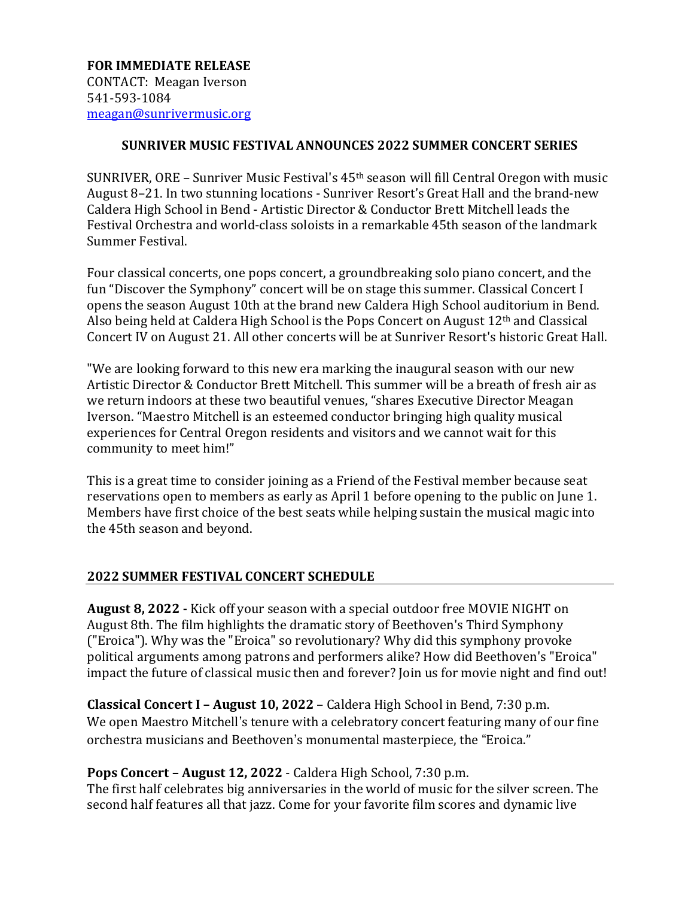**FOR IMMEDIATE RELEASE**
CONTACT: Meagan Iverson
541-593-1084
[meagan@sunrivermusic.org](mailto:meagan@sunrivermusic.org)

## SUNRIVER MUSIC FESTIVAL ANNOUNCES 2022 SUMMER CONCERT SERIES

SUNRIVER, ORE – Sunriver Music Festival's 45th season will fill Central Oregon with music August 8–21. In two stunning locations - Sunriver Resort's Great Hall and the brand-new Caldera High School in Bend - Artistic Director & Conductor Brett Mitchell leads the Festival Orchestra and world-class soloists in a remarkable 45th season of the landmark Summer Festival.

Four classical concerts, one pops concert, a groundbreaking solo piano concert, and the fun "Discover the Symphony" concert will be on stage this summer. Classical Concert I opens the season August 10th at the brand new Caldera High School auditorium in Bend. Also being held at Caldera High School is the Pops Concert on August 12th and Classical Concert IV on August 21. All other concerts will be at Sunriver Resort's historic Great Hall.

"We are looking forward to this new era marking the inaugural season with our new Artistic Director & Conductor Brett Mitchell. This summer will be a breath of fresh air as we return indoors at these two beautiful venues, "shares Executive Director Meagan Iverson. "Maestro Mitchell is an esteemed conductor bringing high quality musical experiences for Central Oregon residents and visitors and we cannot wait for this community to meet him!"

This is a great time to consider joining as a Friend of the Festival member because seat reservations open to members as early as April 1 before opening to the public on June 1. Members have first choice of the best seats while helping sustain the musical magic into the 45th season and beyond.

## 2022 SUMMER FESTIVAL CONCERT SCHEDULE

**August 8, 2022 -** Kick off your season with a special outdoor free MOVIE NIGHT on August 8th. The film highlights the dramatic story of Beethoven's Third Symphony ("Eroica"). Why was the "Eroica" so revolutionary? Why did this symphony provoke political arguments among patrons and performers alike? How did Beethoven's "Eroica" impact the future of classical music then and forever? Join us for movie night and find out!

**Classical Concert I – August 10, 2022** – Caldera High School in Bend, 7:30 p.m.
We open Maestro Mitchell's tenure with a celebratory concert featuring many of our fine orchestra musicians and Beethoven's monumental masterpiece, the "Eroica."

**Pops Concert – August 12, 2022** - Caldera High School, 7:30 p.m.
The first half celebrates big anniversaries in the world of music for the silver screen. The second half features all that jazz. Come for your favorite film scores and dynamic live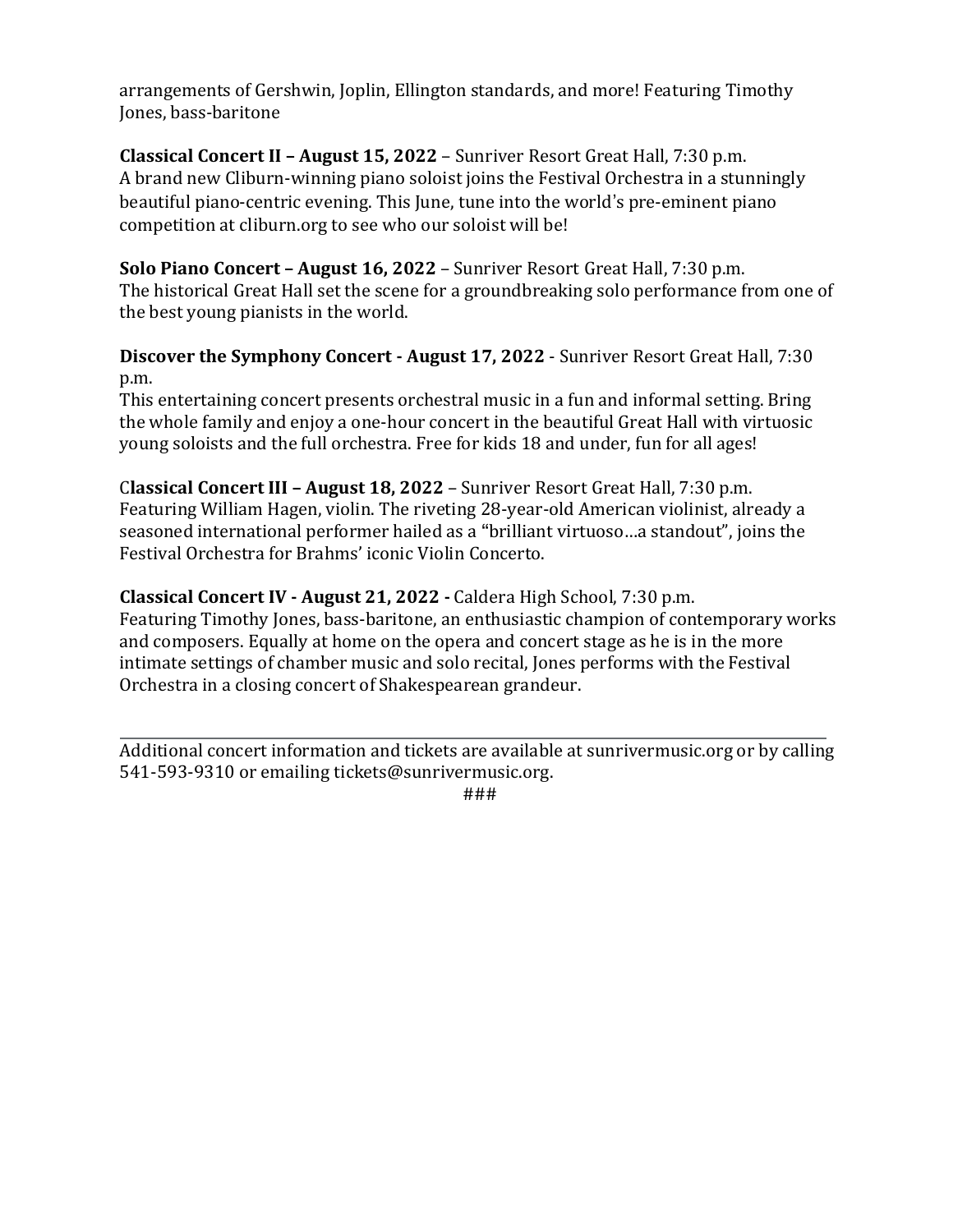arrangements of Gershwin, Joplin, Ellington standards, and more! Featuring Timothy Jones, bass-baritone

**Classical Concert II – August 15, 2022** – Sunriver Resort Great Hall, 7:30 p.m.
A brand new Cliburn-winning piano soloist joins the Festival Orchestra in a stunningly beautiful piano-centric evening. This June, tune into the world's pre-eminent piano competition at cliburn.org to see who our soloist will be!

**Solo Piano Concert – August 16, 2022** – Sunriver Resort Great Hall, 7:30 p.m.
The historical Great Hall set the scene for a groundbreaking solo performance from one of the best young pianists in the world.

**Discover the Symphony Concert - August 17, 2022** - Sunriver Resort Great Hall, 7:30 p.m.
This entertaining concert presents orchestral music in a fun and informal setting. Bring the whole family and enjoy a one-hour concert in the beautiful Great Hall with virtuosic young soloists and the full orchestra. Free for kids 18 and under, fun for all ages!

C**lassical Concert III – August 18, 2022** – Sunriver Resort Great Hall, 7:30 p.m.
Featuring William Hagen, violin. The riveting 28-year-old American violinist, already a seasoned international performer hailed as a "brilliant virtuoso…a standout", joins the Festival Orchestra for Brahms' iconic Violin Concerto.

**Classical Concert IV - August 21, 2022 -** Caldera High School, 7:30 p.m.
Featuring Timothy Jones, bass-baritone, an enthusiastic champion of contemporary works and composers. Equally at home on the opera and concert stage as he is in the more intimate settings of chamber music and solo recital, Jones performs with the Festival Orchestra in a closing concert of Shakespearean grandeur.

---

Additional concert information and tickets are available at sunrivermusic.org or by calling 541-593-9310 or emailing tickets@sunrivermusic.org.

###